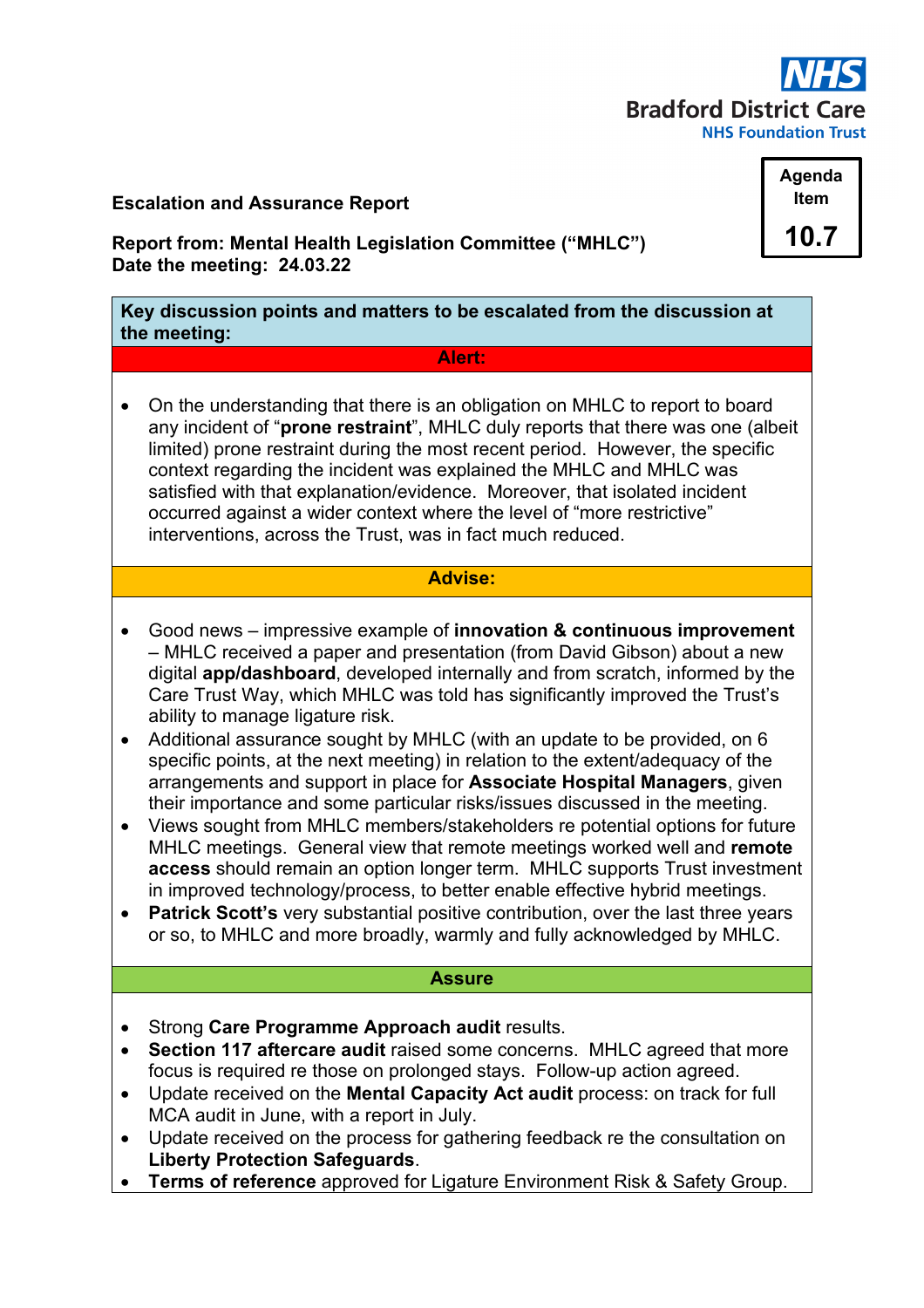**NHS**
**Bradford District Care**
**NHS Foundation Trust**

| **Agenda Item** |
|---|
| **10.7** |

**Escalation and Assurance Report**

**Report from: Mental Health Legislation Committee ("MHLC")**
**Date the meeting: 24.03.22**

**Key discussion points and matters to be escalated from the discussion at the meeting:**

**Alert:**

- On the understanding that there is an obligation on MHLC to report to board any incident of "**prone restraint**", MHLC duly reports that there was one (albeit limited) prone restraint during the most recent period. However, the specific context regarding the incident was explained the MHLC and MHLC was satisfied with that explanation/evidence. Moreover, that isolated incident occurred against a wider context where the level of "more restrictive" interventions, across the Trust, was in fact much reduced.

**Advise:**

- Good news – impressive example of **innovation & continuous improvement** – MHLC received a paper and presentation (from David Gibson) about a new digital **app/dashboard**, developed internally and from scratch, informed by the Care Trust Way, which MHLC was told has significantly improved the Trust's ability to manage ligature risk.
- Additional assurance sought by MHLC (with an update to be provided, on 6 specific points, at the next meeting) in relation to the extent/adequacy of the arrangements and support in place for **Associate Hospital Managers**, given their importance and some particular risks/issues discussed in the meeting.
- Views sought from MHLC members/stakeholders re potential options for future MHLC meetings. General view that remote meetings worked well and **remote access** should remain an option longer term. MHLC supports Trust investment in improved technology/process, to better enable effective hybrid meetings.
- **Patrick Scott's** very substantial positive contribution, over the last three years or so, to MHLC and more broadly, warmly and fully acknowledged by MHLC.

**Assure**

- Strong **Care Programme Approach audit** results.
- **Section 117 aftercare audit** raised some concerns. MHLC agreed that more focus is required re those on prolonged stays. Follow-up action agreed.
- Update received on the **Mental Capacity Act audit** process: on track for full MCA audit in June, with a report in July.
- Update received on the process for gathering feedback re the consultation on **Liberty Protection Safeguards**.
- **Terms of reference** approved for Ligature Environment Risk & Safety Group.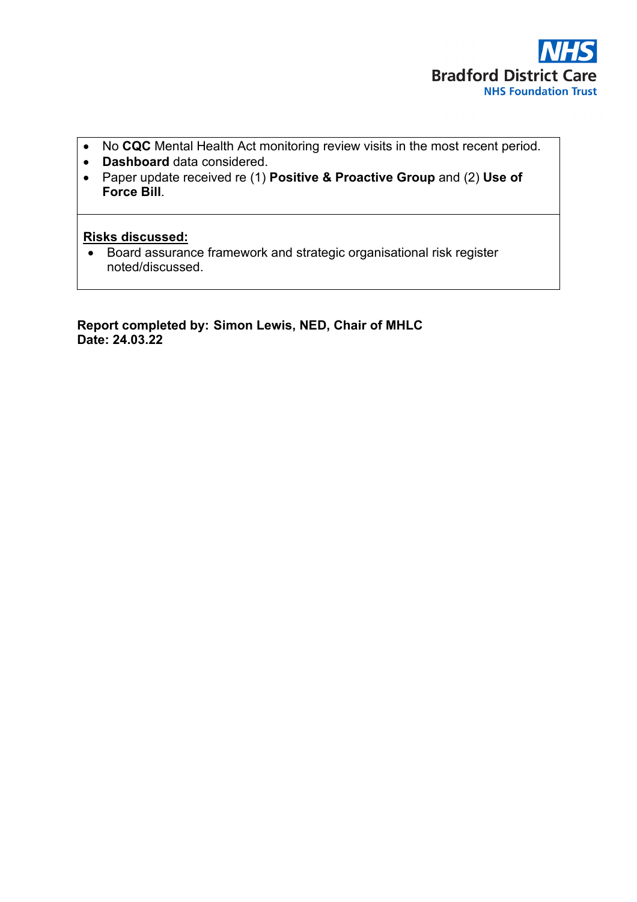- No **CQC** Mental Health Act monitoring review visits in the most recent period.
- **Dashboard** data considered.
- Paper update received re (1) **Positive & Proactive Group** and (2) **Use of Force Bill**.

**Risks discussed:**

- Board assurance framework and strategic organisational risk register noted/discussed.

**Report completed by: Simon Lewis, NED, Chair of MHLC**
**Date: 24.03.22**